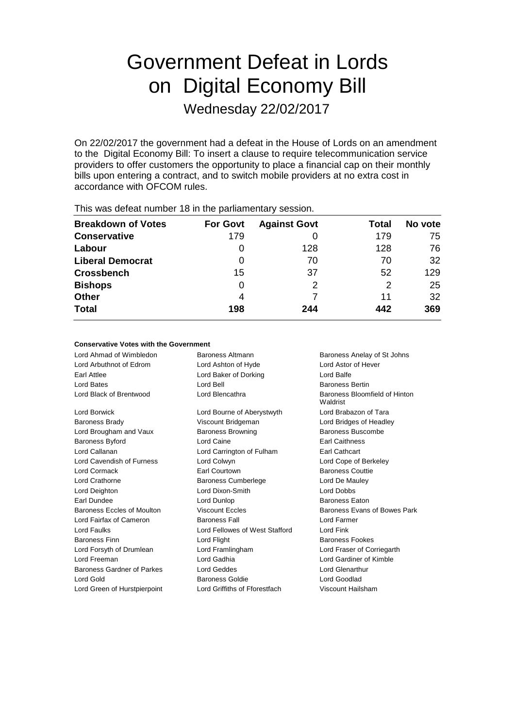# Government Defeat in Lords on Digital Economy Bill

Wednesday 22/02/2017

On 22/02/2017 the government had a defeat in the House of Lords on an amendment to the Digital Economy Bill: To insert a clause to require telecommunication service providers to offer customers the opportunity to place a financial cap on their monthly bills upon entering a contract, and to switch mobile providers at no extra cost in accordance with OFCOM rules.

This was defeat number 18 in the parliamentary session.

| Breakdown of Votes | For Govt | Against Govt | Total | No vote |
|---|---|---|---|---|
| Conservative | 179 | 0 | 179 | 75 |
| Labour | 0 | 128 | 128 | 76 |
| Liberal Democrat | 0 | 70 | 70 | 32 |
| Crossbench | 15 | 37 | 52 | 129 |
| Bishops | 0 | 2 | 2 | 25 |
| Other | 4 | 7 | 11 | 32 |
| **Total** | **198** | **244** | **442** | **369** |

**Conservative Votes with the Government**

| | | |
|---|---|---|
| Lord Ahmad of Wimbledon | Baroness Altmann | Baroness Anelay of St Johns |
| Lord Arbuthnot of Edrom | Lord Ashton of Hyde | Lord Astor of Hever |
| Earl Attlee | Lord Baker of Dorking | Lord Balfe |
| Lord Bates | Lord Bell | Baroness Bertin |
| Lord Black of Brentwood | Lord Blencathra | Baroness Bloomfield of Hinton Waldrist |
| Lord Borwick | Lord Bourne of Aberystwyth | Lord Brabazon of Tara |
| Baroness Brady | Viscount Bridgeman | Lord Bridges of Headley |
| Lord Brougham and Vaux | Baroness Browning | Baroness Buscombe |
| Baroness Byford | Lord Caine | Earl Caithness |
| Lord Callanan | Lord Carrington of Fulham | Earl Cathcart |
| Lord Cavendish of Furness | Lord Colwyn | Lord Cope of Berkeley |
| Lord Cormack | Earl Courtown | Baroness Couttie |
| Lord Crathorne | Baroness Cumberlege | Lord De Mauley |
| Lord Deighton | Lord Dixon-Smith | Lord Dobbs |
| Earl Dundee | Lord Dunlop | Baroness Eaton |
| Baroness Eccles of Moulton | Viscount Eccles | Baroness Evans of Bowes Park |
| Lord Fairfax of Cameron | Baroness Fall | Lord Farmer |
| Lord Faulks | Lord Fellowes of West Stafford | Lord Fink |
| Baroness Finn | Lord Flight | Baroness Fookes |
| Lord Forsyth of Drumlean | Lord Framlingham | Lord Fraser of Corriegarth |
| Lord Freeman | Lord Gadhia | Lord Gardiner of Kimble |
| Baroness Gardner of Parkes | Lord Geddes | Lord Glenarthur |
| Lord Gold | Baroness Goldie | Lord Goodlad |
| Lord Green of Hurstpierpoint | Lord Griffiths of Fforestfach | Viscount Hailsham |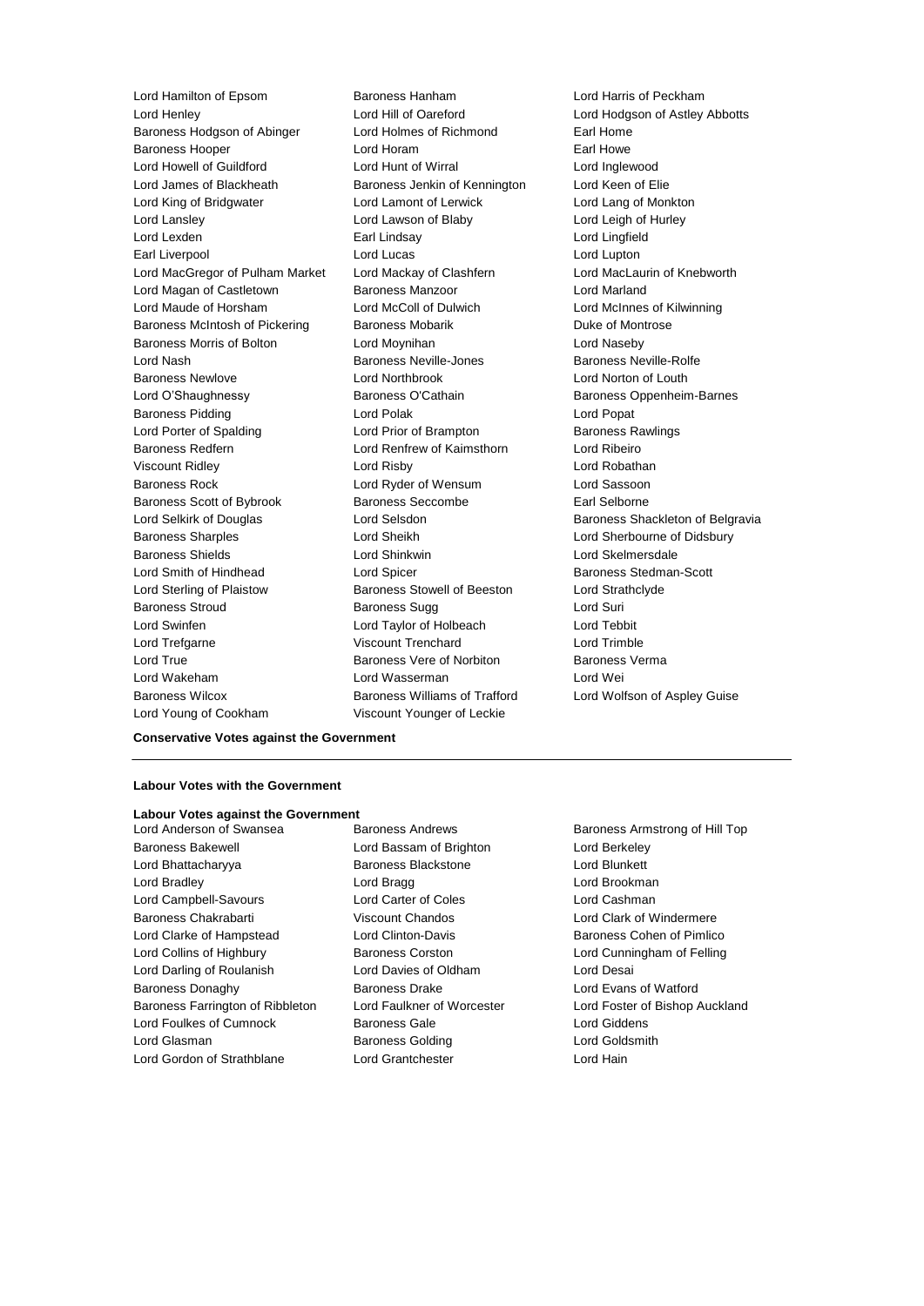Lord Hamilton of Epsom Baroness Hanham Lord Harris of Peckham
Lord Henley Lord Hill of Oareford Lord Hodgson of Astley Abbotts
Baroness Hodgson of Abinger Lord Holmes of Richmond Earl Home
Baroness Hooper Lord Horam Earl Howe
Lord Howell of Guildford Lord Hunt of Wirral Lord Inglewood
Lord James of Blackheath Baroness Jenkin of Kennington Lord Keen of Elie
Lord King of Bridgwater Lord Lamont of Lerwick Lord Lang of Monkton
Lord Lansley Lord Lawson of Blaby Lord Leigh of Hurley
Lord Lexden Earl Lindsay Lord Lingfield
Earl Liverpool Lord Lucas Lord Lupton
Lord MacGregor of Pulham Market Lord Mackay of Clashfern Lord MacLaurin of Knebworth
Lord Magan of Castletown Baroness Manzoor Lord Marland
Lord Maude of Horsham Lord McColl of Dulwich Lord McInnes of Kilwinning
Baroness McIntosh of Pickering Baroness Mobarik Duke of Montrose
Baroness Morris of Bolton Lord Moynihan Lord Naseby
Lord Nash Baroness Neville-Jones Baroness Neville-Rolfe
Baroness Newlove Lord Northbrook Lord Norton of Louth
Lord O'Shaughnessy Baroness O'Cathain Baroness Oppenheim-Barnes
Baroness Pidding Lord Polak Lord Popat
Lord Porter of Spalding Lord Prior of Brampton Baroness Rawlings
Baroness Redfern Lord Renfrew of Kaimsthorn Lord Ribeiro
Viscount Ridley Lord Risby Lord Robathan
Baroness Rock Lord Ryder of Wensum Lord Sassoon
Baroness Scott of Bybrook Baroness Seccombe Earl Selborne
Lord Selkirk of Douglas Lord Selsdon Baroness Shackleton of Belgravia
Baroness Sharples Lord Sheikh Lord Sherbourne of Didsbury
Baroness Shields Lord Shinkwin Lord Skelmersdale
Lord Smith of Hindhead Lord Spicer Baroness Stedman-Scott
Lord Sterling of Plaistow Baroness Stowell of Beeston Lord Strathclyde
Baroness Stroud Baroness Sugg Lord Suri
Lord Swinfen Lord Taylor of Holbeach Lord Tebbit
Lord Trefgarne Viscount Trenchard Lord Trimble
Lord True Baroness Vere of Norbiton Baroness Verma
Lord Wakeham Lord Wasserman Lord Wei
Baroness Wilcox Baroness Williams of Trafford Lord Wolfson of Aspley Guise
Lord Young of Cookham Viscount Younger of Leckie

**Conservative Votes against the Government**

---

**Labour Votes with the Government**

**Labour Votes against the Government**

Lord Anderson of Swansea Baroness Andrews Baroness Armstrong of Hill Top
Baroness Bakewell Lord Bassam of Brighton Lord Berkeley
Lord Bhattacharyya Baroness Blackstone Lord Blunkett
Lord Bradley Lord Bragg Lord Brookman
Lord Campbell-Savours Lord Carter of Coles Lord Cashman
Baroness Chakrabarti Viscount Chandos Lord Clark of Windermere
Lord Clarke of Hampstead Lord Clinton-Davis Baroness Cohen of Pimlico
Lord Collins of Highbury Baroness Corston Lord Cunningham of Felling
Lord Darling of Roulanish Lord Davies of Oldham Lord Desai
Baroness Donaghy Baroness Drake Lord Evans of Watford
Baroness Farrington of Ribbleton Lord Faulkner of Worcester Lord Foster of Bishop Auckland
Lord Foulkes of Cumnock Baroness Gale Lord Giddens
Lord Glasman Baroness Golding Lord Goldsmith
Lord Gordon of Strathblane Lord Grantchester Lord Hain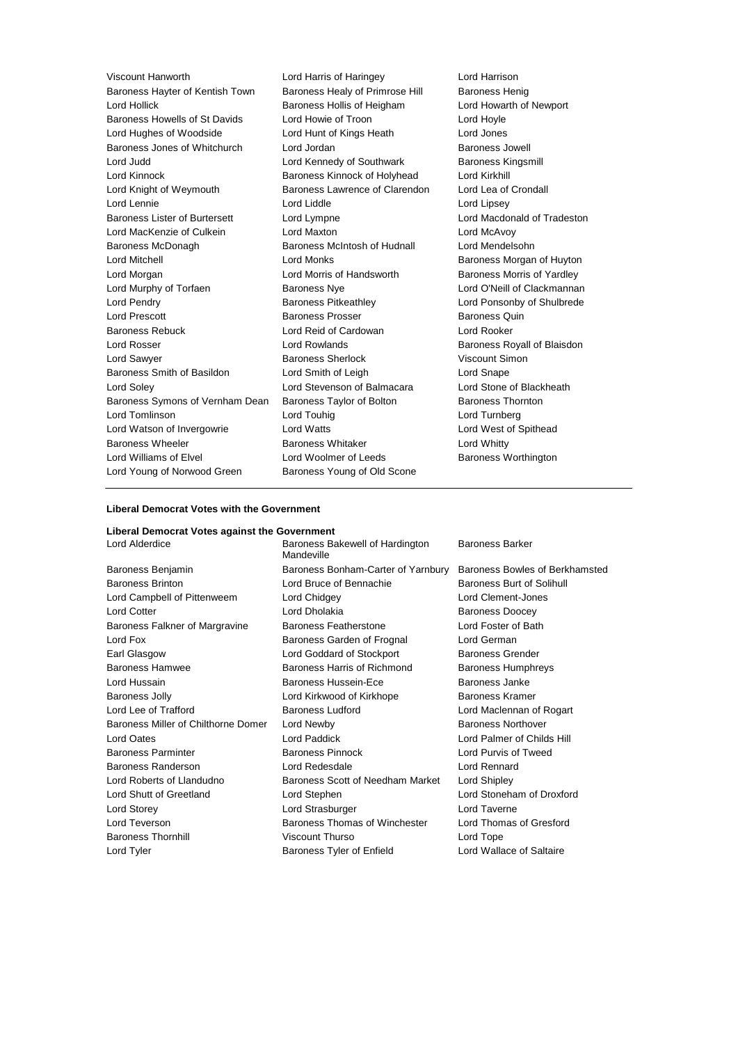Viscount Hanworth
Lord Harris of Haringey
Lord Harrison
Baroness Hayter of Kentish Town
Baroness Healy of Primrose Hill
Baroness Henig
Lord Hollick
Baroness Hollis of Heigham
Lord Howarth of Newport
Baroness Howells of St Davids
Lord Howie of Troon
Lord Hoyle
Lord Hughes of Woodside
Lord Hunt of Kings Heath
Lord Jones
Baroness Jones of Whitchurch
Lord Jordan
Baroness Jowell
Lord Judd
Lord Kennedy of Southwark
Baroness Kingsmill
Lord Kinnock
Baroness Kinnock of Holyhead
Lord Kirkhill
Lord Knight of Weymouth
Baroness Lawrence of Clarendon
Lord Lea of Crondall
Lord Lennie
Lord Liddle
Lord Lipsey
Baroness Lister of Burtersett
Lord Lympne
Lord Macdonald of Tradeston
Lord MacKenzie of Culkein
Lord Maxton
Lord McAvoy
Baroness McDonagh
Baroness McIntosh of Hudnall
Lord Mendelsohn
Lord Mitchell
Lord Monks
Baroness Morgan of Huyton
Lord Morgan
Lord Morris of Handsworth
Baroness Morris of Yardley
Lord Murphy of Torfaen
Baroness Nye
Lord O'Neill of Clackmannan
Lord Pendry
Baroness Pitkeathley
Lord Ponsonby of Shulbrede
Lord Prescott
Baroness Prosser
Baroness Quin
Baroness Rebuck
Lord Reid of Cardowan
Lord Rooker
Lord Rosser
Lord Rowlands
Baroness Royall of Blaisdon
Lord Sawyer
Baroness Sherlock
Viscount Simon
Baroness Smith of Basildon
Lord Smith of Leigh
Lord Snape
Lord Soley
Lord Stevenson of Balmacara
Lord Stone of Blackheath
Baroness Symons of Vernham Dean
Baroness Taylor of Bolton
Baroness Thornton
Lord Tomlinson
Lord Touhig
Lord Turnberg
Lord Watson of Invergowrie
Lord Watts
Lord West of Spithead
Baroness Wheeler
Baroness Whitaker
Lord Whitty
Lord Williams of Elvel
Lord Woolmer of Leeds
Baroness Worthington
Lord Young of Norwood Green
Baroness Young of Old Scone

**Liberal Democrat Votes with the Government**

**Liberal Democrat Votes against the Government**

Lord Alderdice
Baroness Bakewell of Hardington Mandeville
Baroness Barker
Baroness Benjamin
Baroness Bonham-Carter of Yarnbury
Baroness Bowles of Berkhamsted
Baroness Brinton
Lord Bruce of Bennachie
Baroness Burt of Solihull
Lord Campbell of Pittenweem
Lord Chidgey
Lord Clement-Jones
Lord Cotter
Lord Dholakia
Baroness Doocey
Baroness Falkner of Margravine
Baroness Featherstone
Lord Foster of Bath
Lord Fox
Baroness Garden of Frognal
Lord German
Earl Glasgow
Lord Goddard of Stockport
Baroness Grender
Baroness Hamwee
Baroness Harris of Richmond
Baroness Humphreys
Lord Hussain
Baroness Hussein-Ece
Baroness Janke
Baroness Jolly
Lord Kirkwood of Kirkhope
Baroness Kramer
Lord Lee of Trafford
Baroness Ludford
Lord Maclennan of Rogart
Baroness Miller of Chilthorne Domer
Lord Newby
Baroness Northover
Lord Oates
Lord Paddick
Lord Palmer of Childs Hill
Baroness Parminter
Baroness Pinnock
Lord Purvis of Tweed
Baroness Randerson
Lord Redesdale
Lord Rennard
Lord Roberts of Llandudno
Baroness Scott of Needham Market
Lord Shipley
Lord Shutt of Greetland
Lord Stephen
Lord Stoneham of Droxford
Lord Storey
Lord Strasburger
Lord Taverne
Lord Teverson
Baroness Thomas of Winchester
Lord Thomas of Gresford
Baroness Thornhill
Viscount Thurso
Lord Tope
Lord Tyler
Baroness Tyler of Enfield
Lord Wallace of Saltaire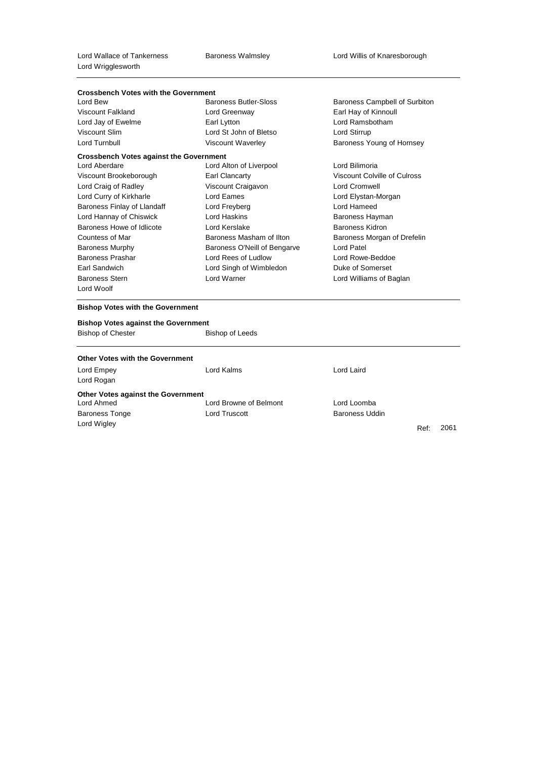Lord Wallace of Tankerness
Baroness Walmsley
Lord Willis of Knaresborough
Lord Wrigglesworth

---

**Crossbench Votes with the Government**

Lord Bew
Baroness Butler-Sloss
Baroness Campbell of Surbiton
Viscount Falkland
Lord Greenway
Earl Hay of Kinnoull
Lord Jay of Ewelme
Earl Lytton
Lord Ramsbotham
Viscount Slim
Lord St John of Bletso
Lord Stirrup
Lord Turnbull
Viscount Waverley
Baroness Young of Hornsey

**Crossbench Votes against the Government**

Lord Aberdare
Lord Alton of Liverpool
Lord Bilimoria
Viscount Brookeborough
Earl Clancarty
Viscount Colville of Culross
Lord Craig of Radley
Viscount Craigavon
Lord Cromwell
Lord Curry of Kirkharle
Lord Eames
Lord Elystan-Morgan
Baroness Finlay of Llandaff
Lord Freyberg
Lord Hameed
Lord Hannay of Chiswick
Lord Haskins
Baroness Hayman
Baroness Howe of Idlicote
Lord Kerslake
Baroness Kidron
Countess of Mar
Baroness Masham of Ilton
Baroness Morgan of Drefelin
Baroness Murphy
Baroness O'Neill of Bengarve
Lord Patel
Baroness Prashar
Lord Rees of Ludlow
Lord Rowe-Beddoe
Earl Sandwich
Lord Singh of Wimbledon
Duke of Somerset
Baroness Stern
Lord Warner
Lord Williams of Baglan
Lord Woolf

---

**Bishop Votes with the Government**

**Bishop Votes against the Government**

Bishop of Chester
Bishop of Leeds

---

**Other Votes with the Government**

Lord Empey
Lord Kalms
Lord Laird
Lord Rogan

**Other Votes against the Government**

Lord Ahmed
Lord Browne of Belmont
Lord Loomba
Baroness Tonge
Lord Truscott
Baroness Uddin
Lord Wigley

Ref: 2061